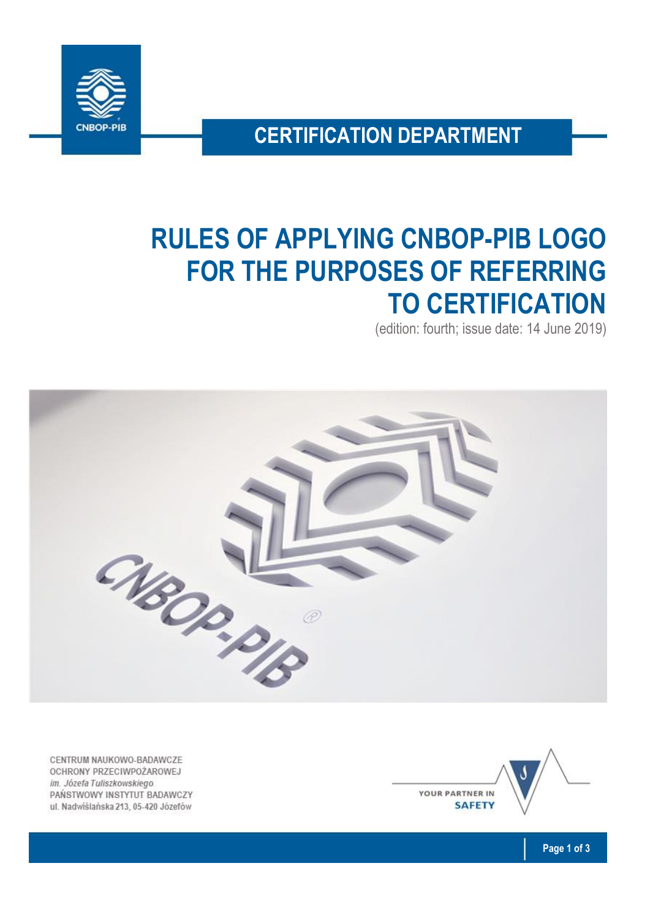CNBOP-PIB

**CERTIFICATION DEPARTMENT**

# RULES OF APPLYING CNBOP-PIB LOGO FOR THE PURPOSES OF REFERRING TO CERTIFICATION

(edition: fourth; issue date: 14 June 2019)

CENTRUM NAUKOWO-BADAWCZE
OCHRONY PRZECIWPOŻAROWEJ
*im. Józefa Tuliszkowskiego*
PAŃSTWOWY INSTYTUT BADAWCZY
ul. Nadwiślańska 213, 05-420 Józefów

YOUR PARTNER IN SAFETY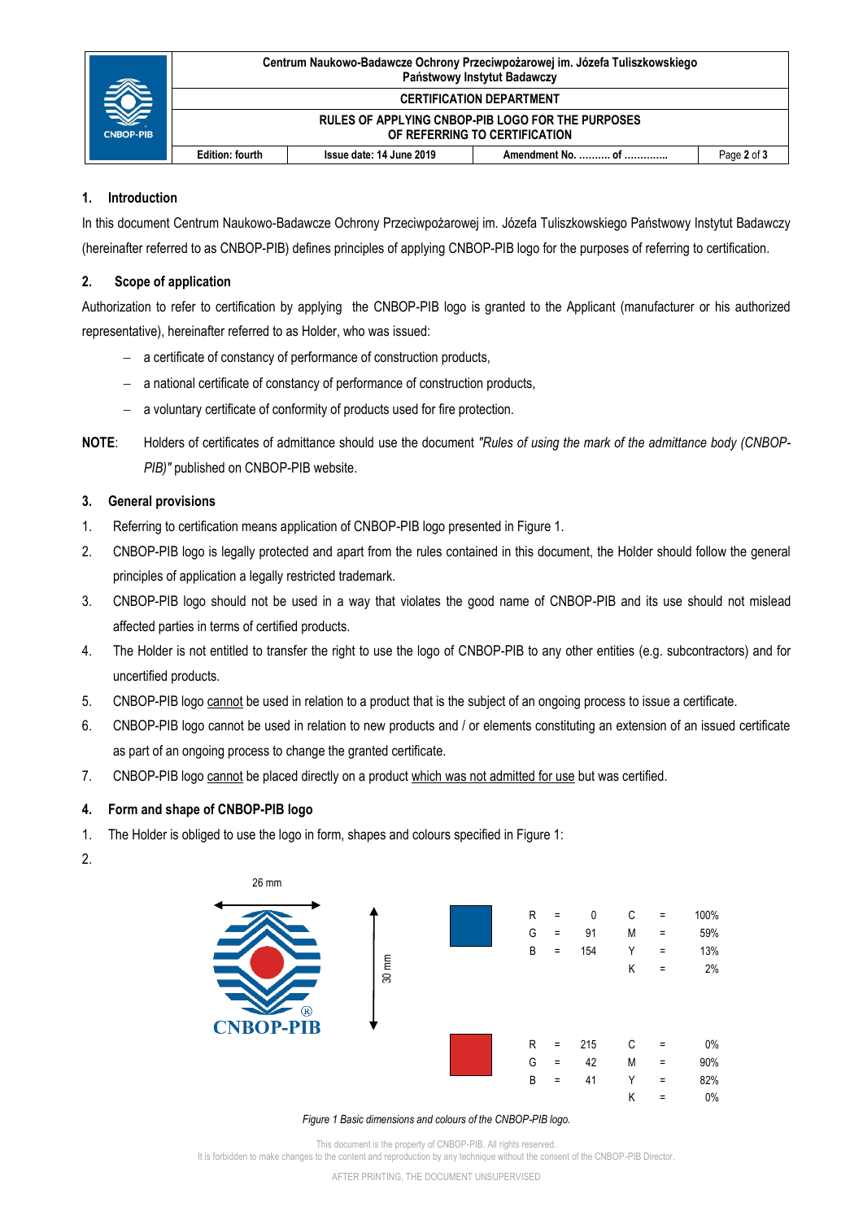## 1. Introduction

In this document Centrum Naukowo-Badawcze Ochrony Przeciwpożarowej im. Józefa Tuliszkowskiego Państwowy Instytut Badawczy (hereinafter referred to as CNBOP-PIB) defines principles of applying CNBOP-PIB logo for the purposes of referring to certification.

## 2. Scope of application

Authorization to refer to certification by applying the CNBOP-PIB logo is granted to the Applicant (manufacturer or his authorized representative), hereinafter referred to as Holder, who was issued:

- a certificate of constancy of performance of construction products,
- a national certificate of constancy of performance of construction products,
- a voluntary certificate of conformity of products used for fire protection.

**NOTE**: Holders of certificates of admittance should use the document *"Rules of using the mark of the admittance body (CNBOP-PIB)"* published on CNBOP-PIB website.

## 3. General provisions

1. Referring to certification means application of CNBOP-PIB logo presented in Figure 1.
2. CNBOP-PIB logo is legally protected and apart from the rules contained in this document, the Holder should follow the general principles of application a legally restricted trademark.
3. CNBOP-PIB logo should not be used in a way that violates the good name of CNBOP-PIB and its use should not mislead affected parties in terms of certified products.
4. The Holder is not entitled to transfer the right to use the logo of CNBOP-PIB to any other entities (e.g. subcontractors) and for uncertified products.
5. CNBOP-PIB logo cannot be used in relation to a product that is the subject of an ongoing process to issue a certificate.
6. CNBOP-PIB logo cannot be used in relation to new products and / or elements constituting an extension of an issued certificate as part of an ongoing process to change the granted certificate.
7. CNBOP-PIB logo cannot be placed directly on a product which was not admitted for use but was certified.

## 4. Form and shape of CNBOP-PIB logo

1. The Holder is obliged to use the logo in form, shapes and colours specified in Figure 1:
2. 

26 mm

30 mm

CNBOP-PIB

| | | | | |
|---|---|---|---|---|
| R = 0 | | C = 100% |
| G = 91 | | M = 59% |
| B = 154 | | Y = 13% |
| | | K = 2% |

| | |
|---|---|
| R = 215 | C = 0% |
| G = 42 | M = 90% |
| B = 41 | Y = 82% |
| | K = 0% |

*Figure 1 Basic dimensions and colours of the CNBOP-PIB logo.*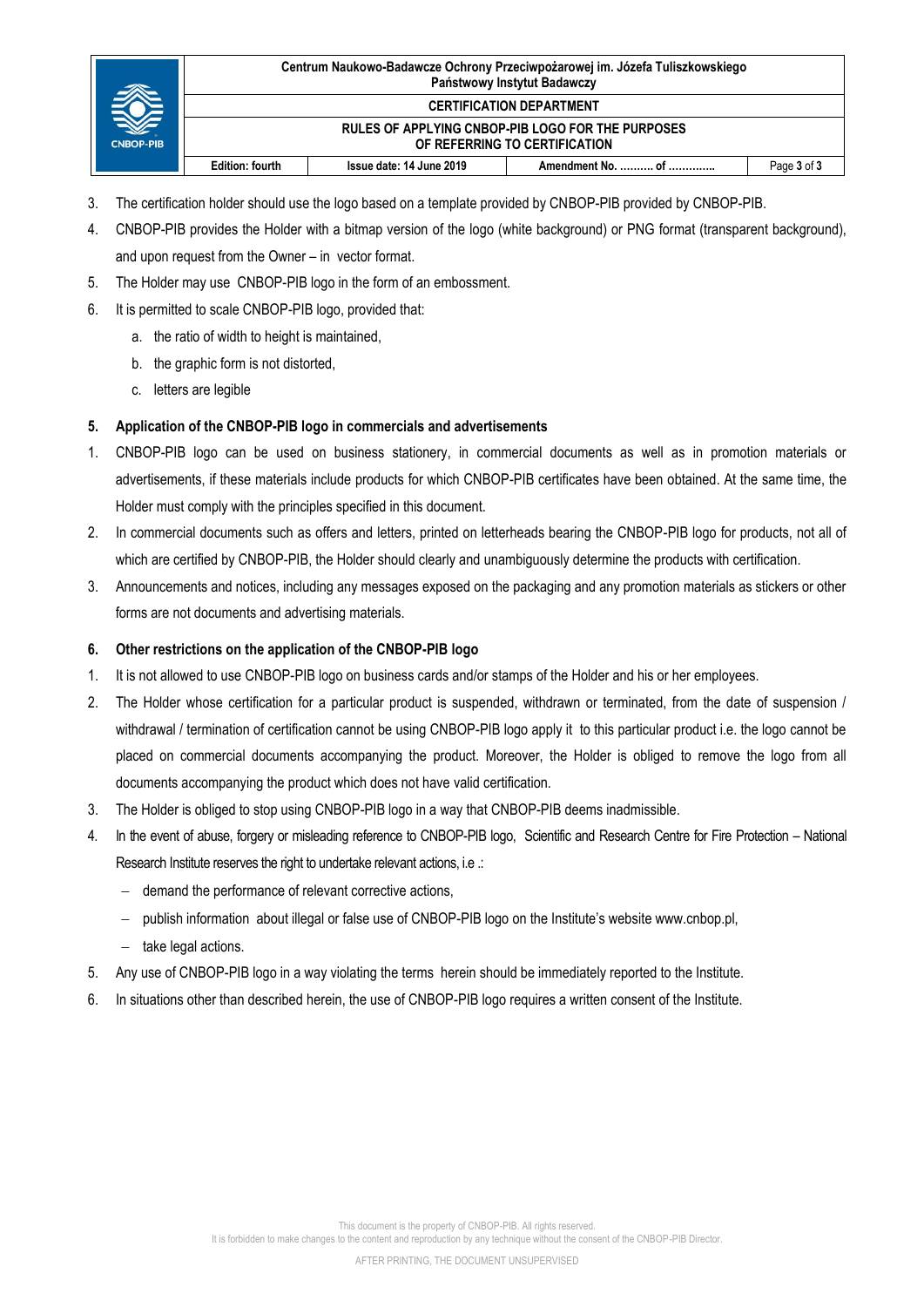3. The certification holder should use the logo based on a template provided by CNBOP-PIB provided by CNBOP-PIB.
4. CNBOP-PIB provides the Holder with a bitmap version of the logo (white background) or PNG format (transparent background), and upon request from the Owner – in vector format.
5. The Holder may use CNBOP-PIB logo in the form of an embossment.
6. It is permitted to scale CNBOP-PIB logo, provided that:
   a. the ratio of width to height is maintained,
   b. the graphic form is not distorted,
   c. letters are legible

## 5. Application of the CNBOP-PIB logo in commercials and advertisements

1. CNBOP-PIB logo can be used on business stationery, in commercial documents as well as in promotion materials or advertisements, if these materials include products for which CNBOP-PIB certificates have been obtained. At the same time, the Holder must comply with the principles specified in this document.
2. In commercial documents such as offers and letters, printed on letterheads bearing the CNBOP-PIB logo for products, not all of which are certified by CNBOP-PIB, the Holder should clearly and unambiguously determine the products with certification.
3. Announcements and notices, including any messages exposed on the packaging and any promotion materials as stickers or other forms are not documents and advertising materials.

## 6. Other restrictions on the application of the CNBOP-PIB logo

1. It is not allowed to use CNBOP-PIB logo on business cards and/or stamps of the Holder and his or her employees.
2. The Holder whose certification for a particular product is suspended, withdrawn or terminated, from the date of suspension / withdrawal / termination of certification cannot be using CNBOP-PIB logo apply it to this particular product i.e. the logo cannot be placed on commercial documents accompanying the product. Moreover, the Holder is obliged to remove the logo from all documents accompanying the product which does not have valid certification.
3. The Holder is obliged to stop using CNBOP-PIB logo in a way that CNBOP-PIB deems inadmissible.
4. In the event of abuse, forgery or misleading reference to CNBOP-PIB logo, Scientific and Research Centre for Fire Protection – National Research Institute reserves the right to undertake relevant actions, i.e .:
   - demand the performance of relevant corrective actions,
   - publish information about illegal or false use of CNBOP-PIB logo on the Institute's website www.cnbop.pl,
   - take legal actions.
5. Any use of CNBOP-PIB logo in a way violating the terms herein should be immediately reported to the Institute.
6. In situations other than described herein, the use of CNBOP-PIB logo requires a written consent of the Institute.